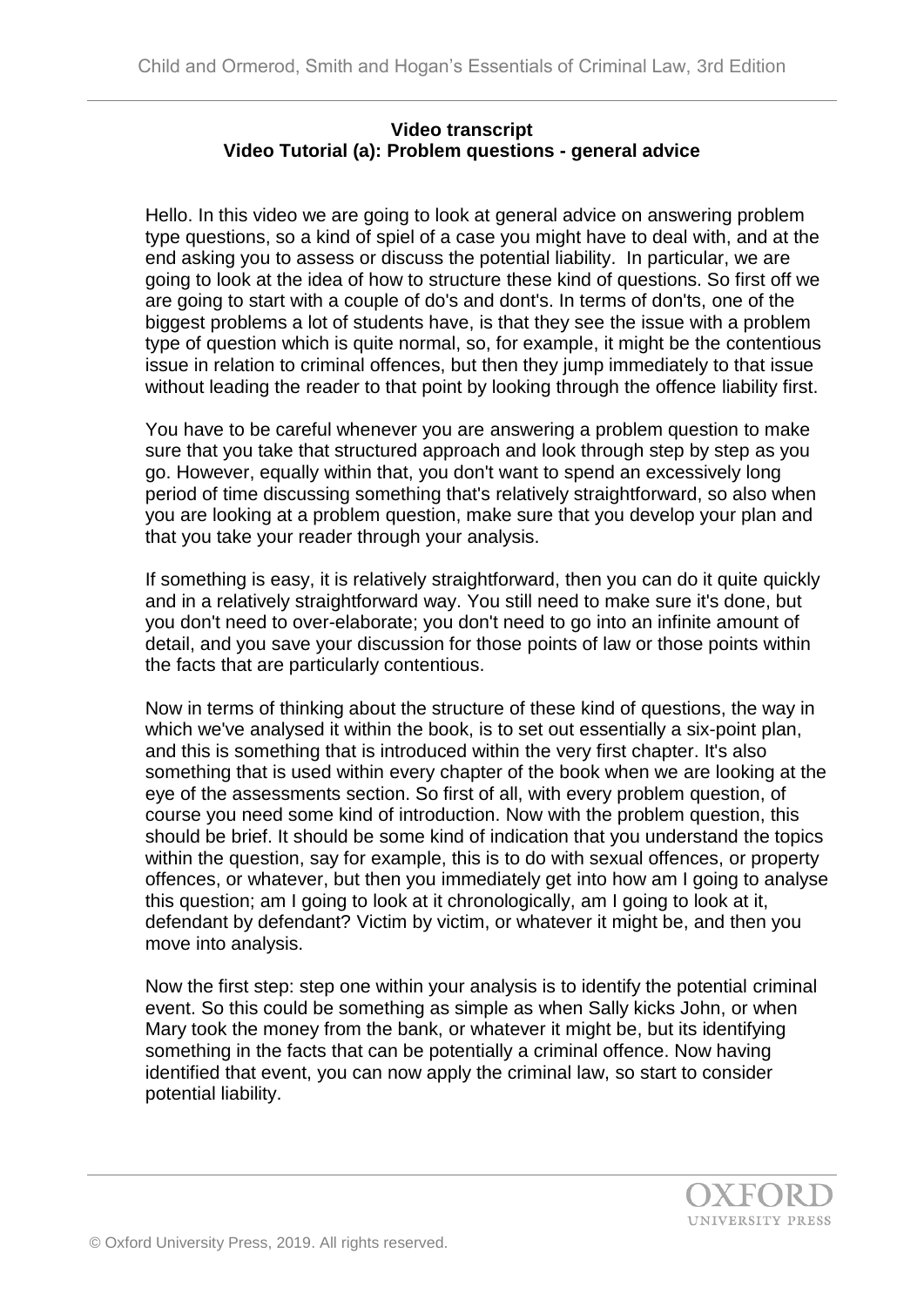**Video transcript**
**Video Tutorial (a): Problem questions - general advice**

Hello. In this video we are going to look at general advice on answering problem type questions, so a kind of spiel of a case you might have to deal with, and at the end asking you to assess or discuss the potential liability. In particular, we are going to look at the idea of how to structure these kind of questions. So first off we are going to start with a couple of do's and dont's. In terms of don'ts, one of the biggest problems a lot of students have, is that they see the issue with a problem type of question which is quite normal, so, for example, it might be the contentious issue in relation to criminal offences, but then they jump immediately to that issue without leading the reader to that point by looking through the offence liability first.

You have to be careful whenever you are answering a problem question to make sure that you take that structured approach and look through step by step as you go. However, equally within that, you don't want to spend an excessively long period of time discussing something that's relatively straightforward, so also when you are looking at a problem question, make sure that you develop your plan and that you take your reader through your analysis.

If something is easy, it is relatively straightforward, then you can do it quite quickly and in a relatively straightforward way. You still need to make sure it's done, but you don't need to over-elaborate; you don't need to go into an infinite amount of detail, and you save your discussion for those points of law or those points within the facts that are particularly contentious.

Now in terms of thinking about the structure of these kind of questions, the way in which we've analysed it within the book, is to set out essentially a six-point plan, and this is something that is introduced within the very first chapter. It's also something that is used within every chapter of the book when we are looking at the eye of the assessments section. So first of all, with every problem question, of course you need some kind of introduction. Now with the problem question, this should be brief. It should be some kind of indication that you understand the topics within the question, say for example, this is to do with sexual offences, or property offences, or whatever, but then you immediately get into how am I going to analyse this question; am I going to look at it chronologically, am I going to look at it, defendant by defendant? Victim by victim, or whatever it might be, and then you move into analysis.

Now the first step: step one within your analysis is to identify the potential criminal event. So this could be something as simple as when Sally kicks John, or when Mary took the money from the bank, or whatever it might be, but its identifying something in the facts that can be potentially a criminal offence. Now having identified that event, you can now apply the criminal law, so start to consider potential liability.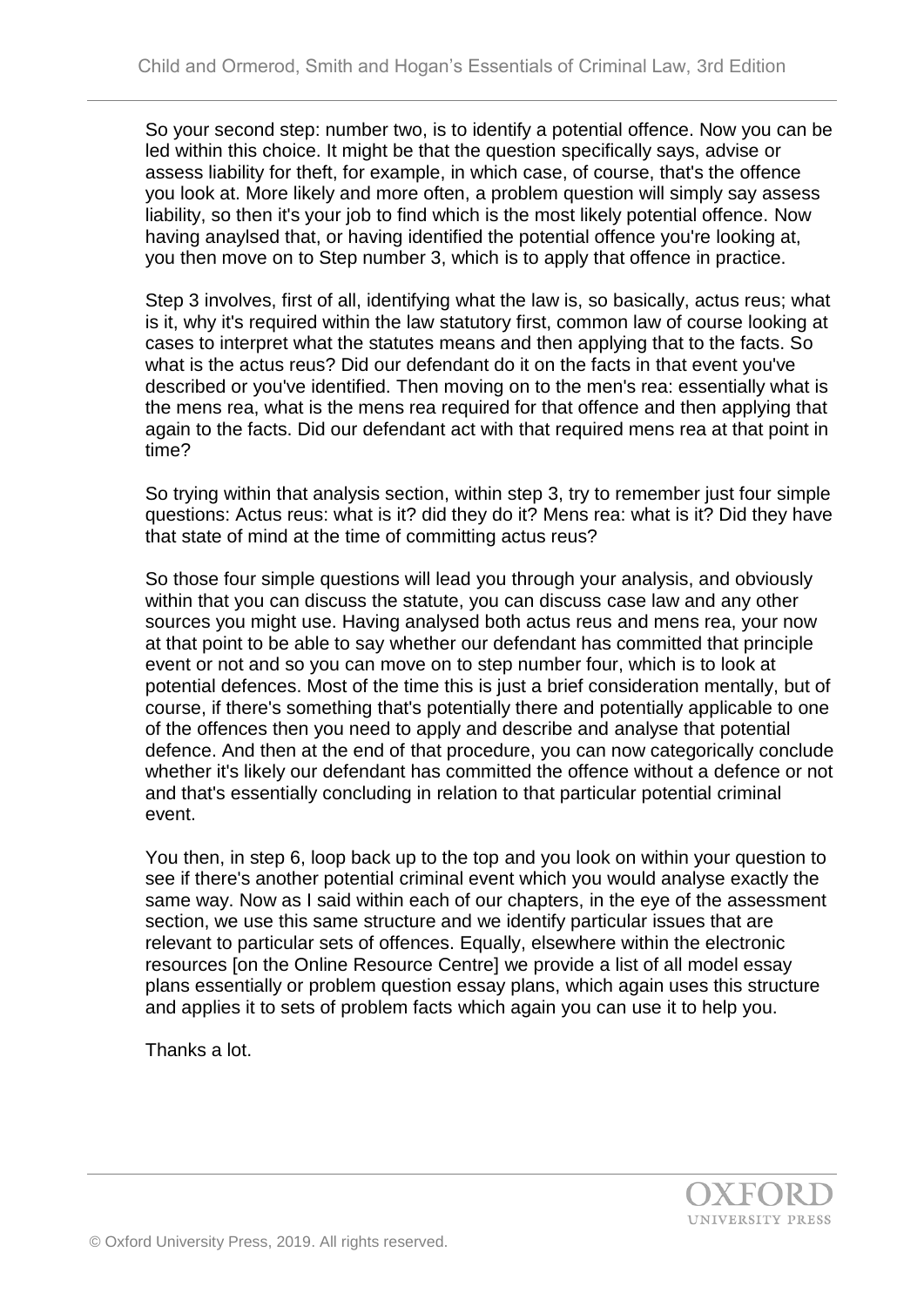So your second step: number two, is to identify a potential offence. Now you can be led within this choice. It might be that the question specifically says, advise or assess liability for theft, for example, in which case, of course, that's the offence you look at. More likely and more often, a problem question will simply say assess liability, so then it's your job to find which is the most likely potential offence. Now having anaylsed that, or having identified the potential offence you're looking at, you then move on to Step number 3, which is to apply that offence in practice.

Step 3 involves, first of all, identifying what the law is, so basically, actus reus; what is it, why it's required within the law statutory first, common law of course looking at cases to interpret what the statutes means and then applying that to the facts. So what is the actus reus? Did our defendant do it on the facts in that event you've described or you've identified. Then moving on to the men's rea: essentially what is the mens rea, what is the mens rea required for that offence and then applying that again to the facts. Did our defendant act with that required mens rea at that point in time?

So trying within that analysis section, within step 3, try to remember just four simple questions: Actus reus: what is it? did they do it? Mens rea: what is it? Did they have that state of mind at the time of committing actus reus?

So those four simple questions will lead you through your analysis, and obviously within that you can discuss the statute, you can discuss case law and any other sources you might use. Having analysed both actus reus and mens rea, your now at that point to be able to say whether our defendant has committed that principle event or not and so you can move on to step number four, which is to look at potential defences. Most of the time this is just a brief consideration mentally, but of course, if there's something that's potentially there and potentially applicable to one of the offences then you need to apply and describe and analyse that potential defence. And then at the end of that procedure, you can now categorically conclude whether it's likely our defendant has committed the offence without a defence or not and that's essentially concluding in relation to that particular potential criminal event.

You then, in step 6, loop back up to the top and you look on within your question to see if there's another potential criminal event which you would analyse exactly the same way. Now as I said within each of our chapters, in the eye of the assessment section, we use this same structure and we identify particular issues that are relevant to particular sets of offences. Equally, elsewhere within the electronic resources [on the Online Resource Centre] we provide a list of all model essay plans essentially or problem question essay plans, which again uses this structure and applies it to sets of problem facts which again you can use it to help you.

Thanks a lot.